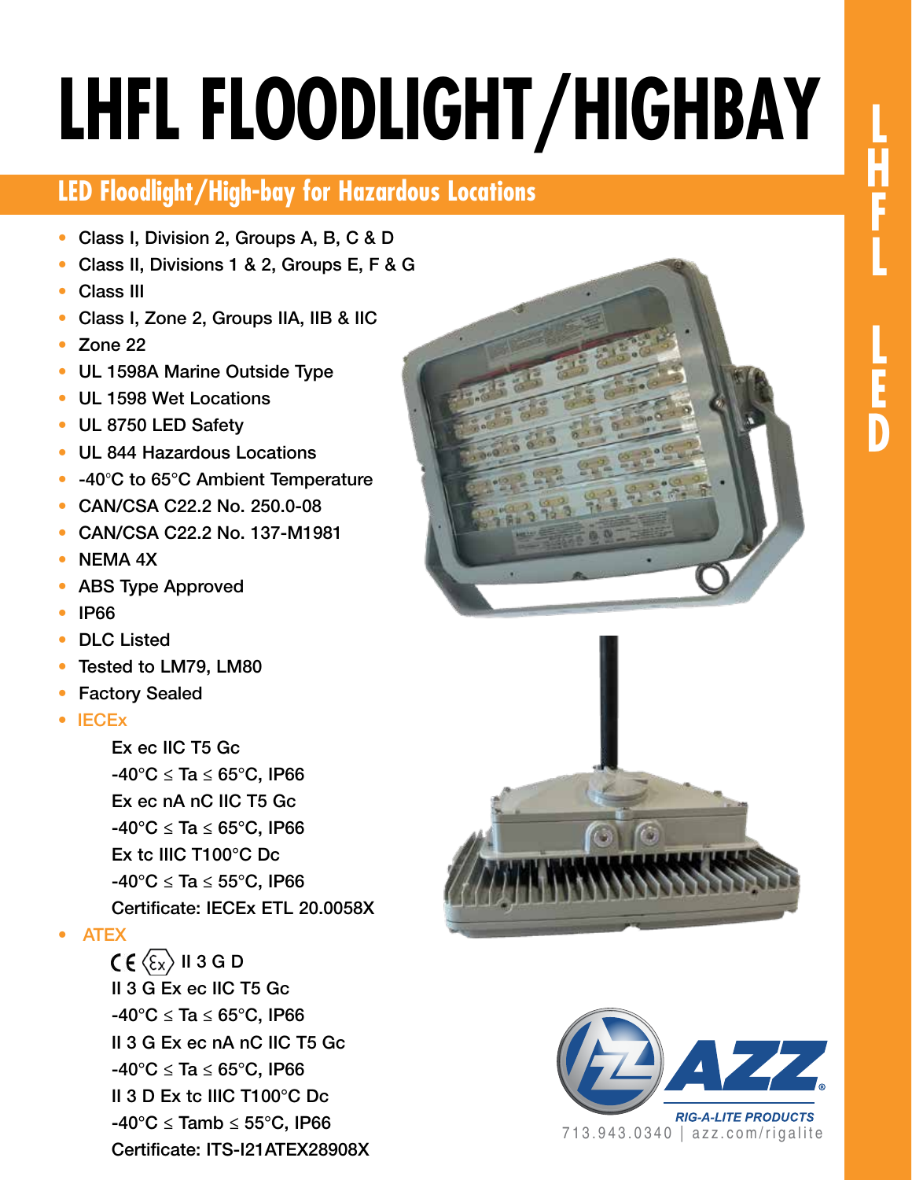# LHFL FLOODLIGHT/HIGHBAY

## LED Floodlight/High-bay for Hazardous Locations

- Class I, Division 2, Groups A, B, C & D
- Class II, Divisions 1 & 2, Groups E, F & G
- Class III
- Class I, Zone 2, Groups IIA, IIB & IIC
- Zone 22
- UL 1598A Marine Outside Type
- UL 1598 Wet Locations
- UL 8750 LED Safety
- UL 844 Hazardous Locations
- -40°C to 65°C Ambient Temperature
- CAN/CSA C22.2 No. 250.0-08
- CAN/CSA C22.2 No. 137-M1981
- NEMA 4X
- ABS Type Approved
- IP66
- DLC Listed
- Tested to LM79, LM80
- Factory Sealed
- IECEx

  Ex ec IIC T5 Gc
  -40°C ≤ Ta ≤ 65°C, IP66
  Ex ec nA nC IIC T5 Gc
  -40°C ≤ Ta ≤ 65°C, IP66
  Ex tc IIIC T100°C Dc
  -40°C ≤ Ta ≤ 55°C, IP66
  Certificate: IECEx ETL 20.0058X

- ATEX

  CE Ex II 3 G D
  II 3 G Ex ec IIC T5 Gc
  -40°C ≤ Ta ≤ 65°C, IP66
  II 3 G Ex ec nA nC IIC T5 Gc
  -40°C ≤ Ta ≤ 65°C, IP66
  II 3 D Ex tc IIIC T100°C Dc
  -40°C ≤ Tamb ≤ 55°C, IP66
  Certificate: ITS-I21ATEX28908X

AZZ
RIG-A-LITE PRODUCTS
713.943.0340 | azz.com/rigalite

LHFL LED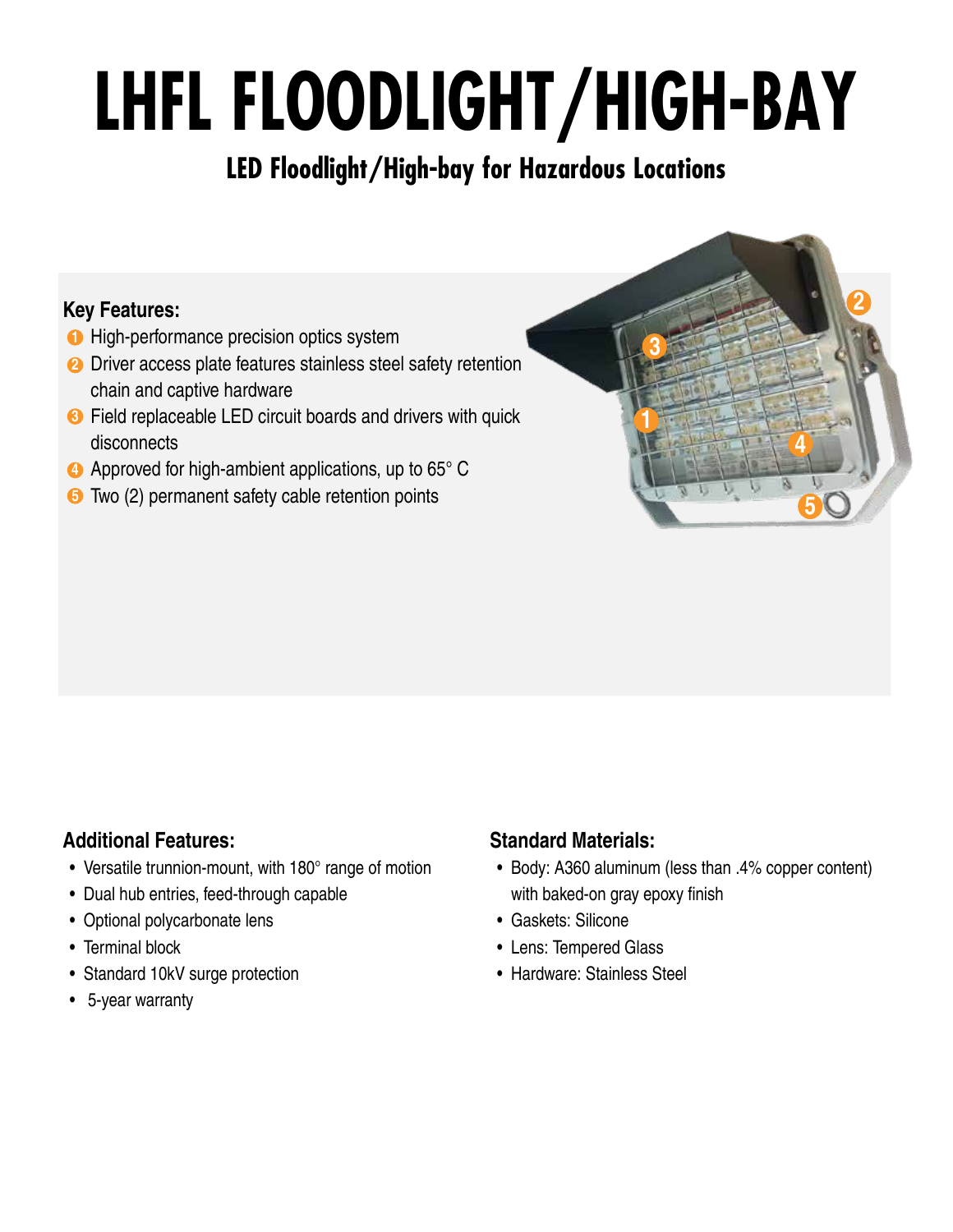# LHFL FLOODLIGHT/HIGH-BAY

## LED Floodlight/High-bay for Hazardous Locations

### Key Features:

1. High-performance precision optics system
2. Driver access plate features stainless steel safety retention chain and captive hardware
3. Field replaceable LED circuit boards and drivers with quick disconnects
4. Approved for high-ambient applications, up to 65° C
5. Two (2) permanent safety cable retention points

### Additional Features:

- Versatile trunnion-mount, with 180° range of motion
- Dual hub entries, feed-through capable
- Optional polycarbonate lens
- Terminal block
- Standard 10kV surge protection
- 5-year warranty

### Standard Materials:

- Body: A360 aluminum (less than .4% copper content) with baked-on gray epoxy finish
- Gaskets: Silicone
- Lens: Tempered Glass
- Hardware: Stainless Steel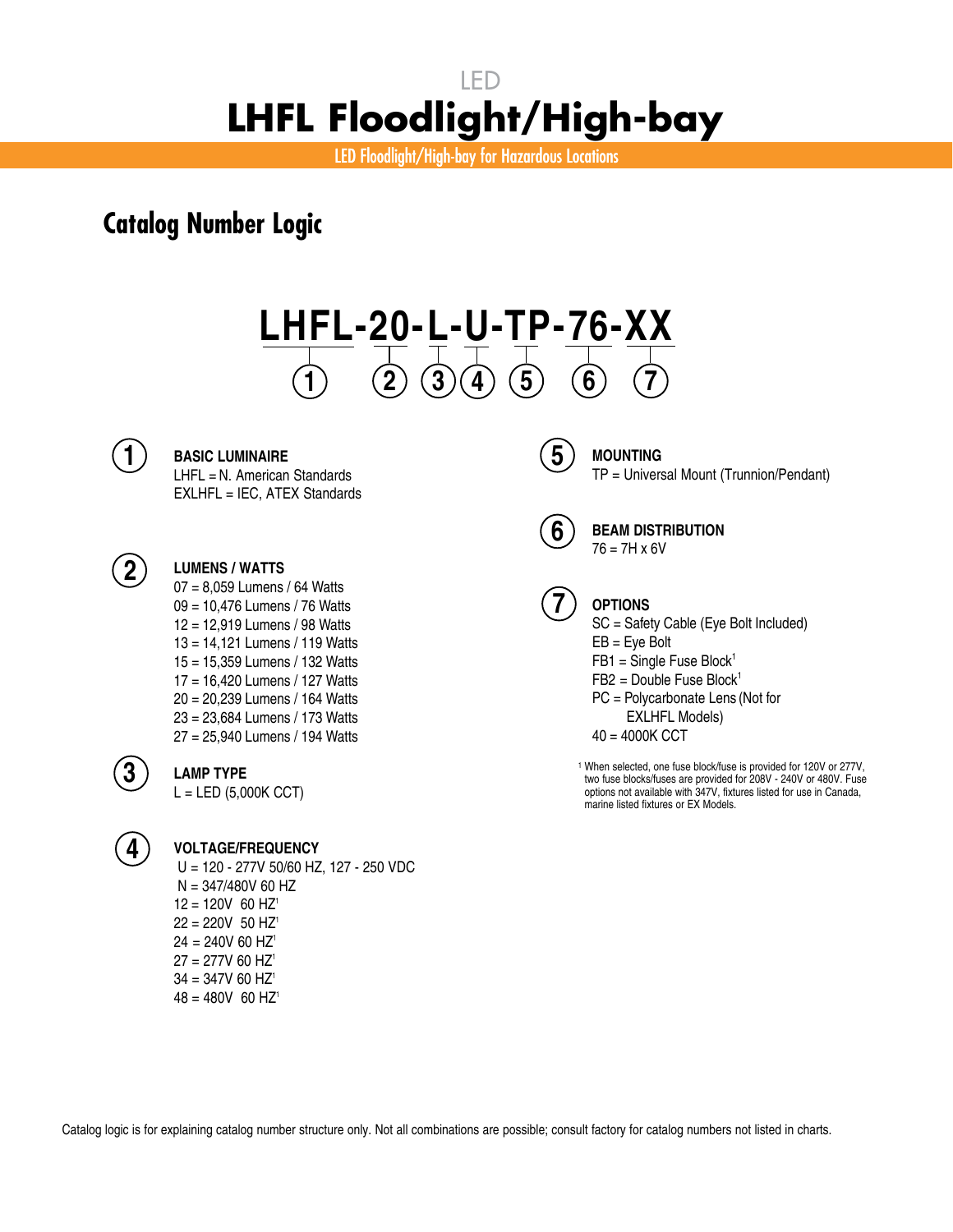LED

# LHFL Floodlight/High-bay

LED Floodlight/High-bay for Hazardous Locations

## Catalog Number Logic

**LHFL-20-L-U-TP-76-XX**

① ② ③ ④ ⑤ ⑥ ⑦

① **BASIC LUMINAIRE**
LHFL = N. American Standards
EXLHFL = IEC, ATEX Standards

② **LUMENS / WATTS**
07 = 8,059 Lumens / 64 Watts
09 = 10,476 Lumens / 76 Watts
12 = 12,919 Lumens / 98 Watts
13 = 14,121 Lumens / 119 Watts
15 = 15,359 Lumens / 132 Watts
17 = 16,420 Lumens / 127 Watts
20 = 20,239 Lumens / 164 Watts
23 = 23,684 Lumens / 173 Watts
27 = 25,940 Lumens / 194 Watts

③ **LAMP TYPE**
L = LED (5,000K CCT)

④ **VOLTAGE/FREQUENCY**
U = 120 - 277V 50/60 HZ, 127 - 250 VDC
N = 347/480V 60 HZ
12 = 120V 60 HZ[1]
22 = 220V 50 HZ[1]
24 = 240V 60 HZ[1]
27 = 277V 60 HZ[1]
34 = 347V 60 HZ[1]
48 = 480V 60 HZ[1]

⑤ **MOUNTING**
TP = Universal Mount (Trunnion/Pendant)

⑥ **BEAM DISTRIBUTION**
76 = 7H x 6V

⑦ **OPTIONS**
SC = Safety Cable (Eye Bolt Included)
EB = Eye Bolt
FB1 = Single Fuse Block[1]
FB2 = Double Fuse Block[1]
PC = Polycarbonate Lens (Not for EXLHFL Models)
40 = 4000K CCT

[1] When selected, one fuse block/fuse is provided for 120V or 277V, two fuse blocks/fuses are provided for 208V - 240V or 480V. Fuse options not available with 347V, fixtures listed for use in Canada, marine listed fixtures or EX Models.

Catalog logic is for explaining catalog number structure only. Not all combinations are possible; consult factory for catalog numbers not listed in charts.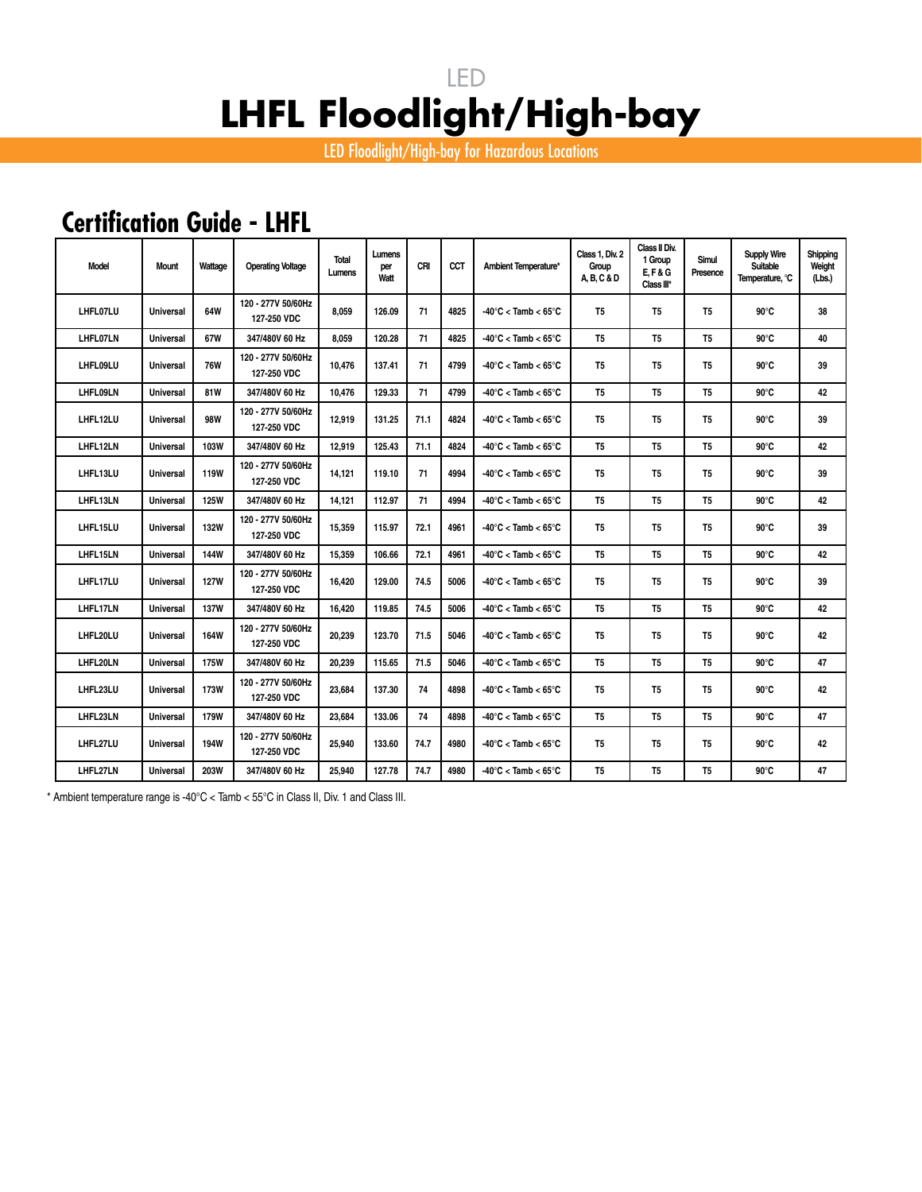LED

# LHFL Floodlight/High-bay

LED Floodlight/High-bay for Hazardous Locations

## Certification Guide - LHFL

| Model | Mount | Wattage | Operating Voltage | Total Lumens | Lumens per Watt | CRI | CCT | Ambient Temperature* | Class 1, Div. 2 Group A, B, C & D | Class II Div. 1 Group E, F & G Class III* | Simul Presence | Supply Wire Suitable Temperature, °C | Shipping Weight (Lbs.) |
|---|---|---|---|---|---|---|---|---|---|---|---|---|---|
| LHFL07LU | Universal | 64W | 120 - 277V 50/60Hz 127-250 VDC | 8,059 | 126.09 | 71 | 4825 | -40°C < Tamb < 65°C | T5 | T5 | T5 | 90°C | 38 |
| LHFL07LN | Universal | 67W | 347/480V 60 Hz | 8,059 | 120.28 | 71 | 4825 | -40°C < Tamb < 65°C | T5 | T5 | T5 | 90°C | 40 |
| LHFL09LU | Universal | 76W | 120 - 277V 50/60Hz 127-250 VDC | 10,476 | 137.41 | 71 | 4799 | -40°C < Tamb < 65°C | T5 | T5 | T5 | 90°C | 39 |
| LHFL09LN | Universal | 81W | 347/480V 60 Hz | 10,476 | 129.33 | 71 | 4799 | -40°C < Tamb < 65°C | T5 | T5 | T5 | 90°C | 42 |
| LHFL12LU | Universal | 98W | 120 - 277V 50/60Hz 127-250 VDC | 12,919 | 131.25 | 71.1 | 4824 | -40°C < Tamb < 65°C | T5 | T5 | T5 | 90°C | 39 |
| LHFL12LN | Universal | 103W | 347/480V 60 Hz | 12,919 | 125.43 | 71.1 | 4824 | -40°C < Tamb < 65°C | T5 | T5 | T5 | 90°C | 42 |
| LHFL13LU | Universal | 119W | 120 - 277V 50/60Hz 127-250 VDC | 14,121 | 119.10 | 71 | 4994 | -40°C < Tamb < 65°C | T5 | T5 | T5 | 90°C | 39 |
| LHFL13LN | Universal | 125W | 347/480V 60 Hz | 14,121 | 112.97 | 71 | 4994 | -40°C < Tamb < 65°C | T5 | T5 | T5 | 90°C | 42 |
| LHFL15LU | Universal | 132W | 120 - 277V 50/60Hz 127-250 VDC | 15,359 | 115.97 | 72.1 | 4961 | -40°C < Tamb < 65°C | T5 | T5 | T5 | 90°C | 39 |
| LHFL15LN | Universal | 144W | 347/480V 60 Hz | 15,359 | 106.66 | 72.1 | 4961 | -40°C < Tamb < 65°C | T5 | T5 | T5 | 90°C | 42 |
| LHFL17LU | Universal | 127W | 120 - 277V 50/60Hz 127-250 VDC | 16,420 | 129.00 | 74.5 | 5006 | -40°C < Tamb < 65°C | T5 | T5 | T5 | 90°C | 39 |
| LHFL17LN | Universal | 137W | 347/480V 60 Hz | 16,420 | 119.85 | 74.5 | 5006 | -40°C < Tamb < 65°C | T5 | T5 | T5 | 90°C | 42 |
| LHFL20LU | Universal | 164W | 120 - 277V 50/60Hz 127-250 VDC | 20,239 | 123.70 | 71.5 | 5046 | -40°C < Tamb < 65°C | T5 | T5 | T5 | 90°C | 42 |
| LHFL20LN | Universal | 175W | 347/480V 60 Hz | 20,239 | 115.65 | 71.5 | 5046 | -40°C < Tamb < 65°C | T5 | T5 | T5 | 90°C | 47 |
| LHFL23LU | Universal | 173W | 120 - 277V 50/60Hz 127-250 VDC | 23,684 | 137.30 | 74 | 4898 | -40°C < Tamb < 65°C | T5 | T5 | T5 | 90°C | 42 |
| LHFL23LN | Universal | 179W | 347/480V 60 Hz | 23,684 | 133.06 | 74 | 4898 | -40°C < Tamb < 65°C | T5 | T5 | T5 | 90°C | 47 |
| LHFL27LU | Universal | 194W | 120 - 277V 50/60Hz 127-250 VDC | 25,940 | 133.60 | 74.7 | 4980 | -40°C < Tamb < 65°C | T5 | T5 | T5 | 90°C | 42 |
| LHFL27LN | Universal | 203W | 347/480V 60 Hz | 25,940 | 127.78 | 74.7 | 4980 | -40°C < Tamb < 65°C | T5 | T5 | T5 | 90°C | 47 |

* Ambient temperature range is -40°C < Tamb < 55°C in Class II, Div. 1 and Class III.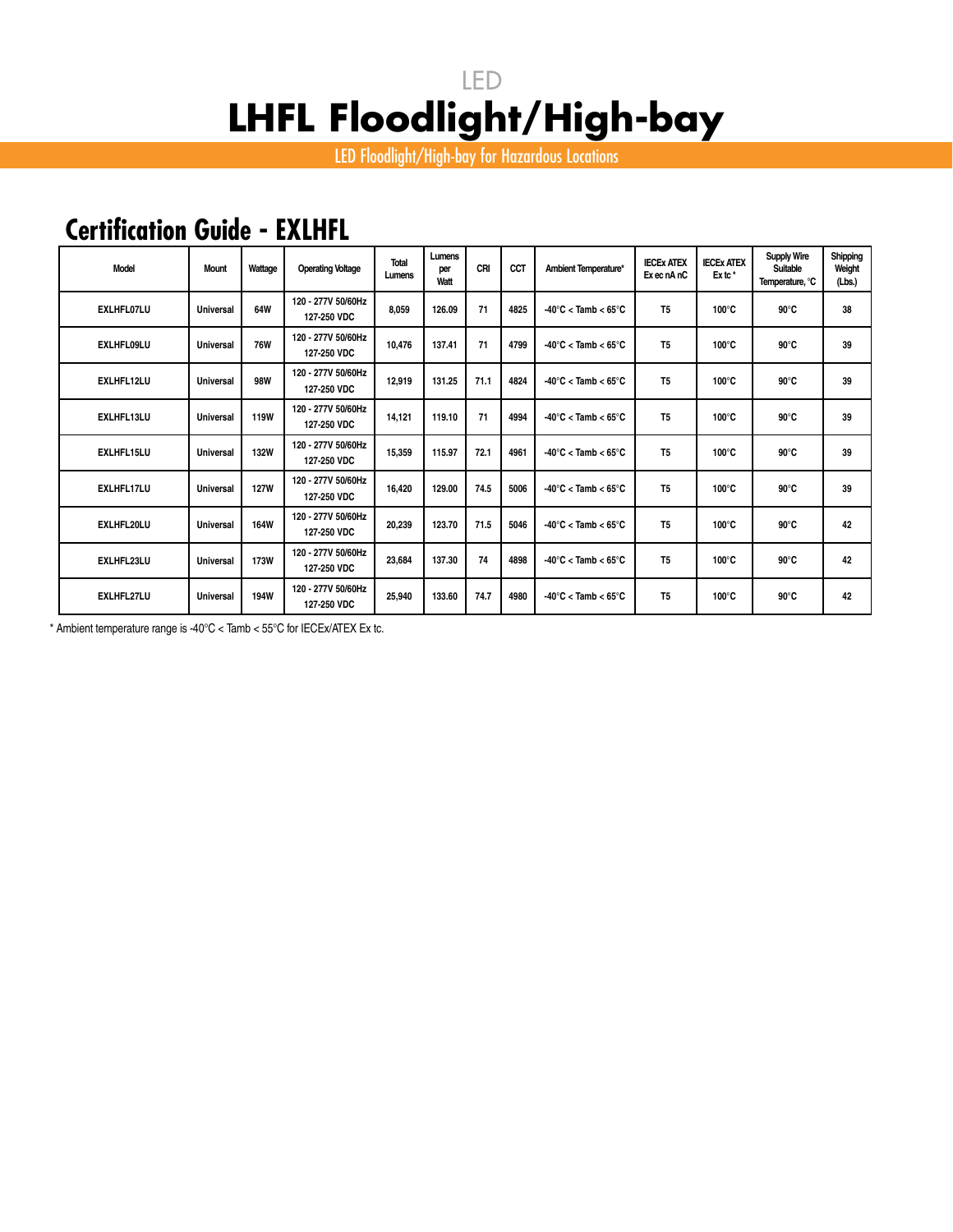LED

# LHFL Floodlight/High-bay

LED Floodlight/High-bay for Hazardous Locations

## Certification Guide - EXLHFL

| Model | Mount | Wattage | Operating Voltage | Total Lumens | Lumens per Watt | CRI | CCT | Ambient Temperature* | IECEx ATEX Ex ec nA nC | IECEx ATEX Ex tc * | Supply Wire Suitable Temperature, °C | Shipping Weight (Lbs.) |
|---|---|---|---|---|---|---|---|---|---|---|---|---|
| EXLHFL07LU | Universal | 64W | 120 - 277V 50/60Hz 127-250 VDC | 8,059 | 126.09 | 71 | 4825 | -40°C < Tamb < 65°C | T5 | 100°C | 90°C | 38 |
| EXLHFL09LU | Universal | 76W | 120 - 277V 50/60Hz 127-250 VDC | 10,476 | 137.41 | 71 | 4799 | -40°C < Tamb < 65°C | T5 | 100°C | 90°C | 39 |
| EXLHFL12LU | Universal | 98W | 120 - 277V 50/60Hz 127-250 VDC | 12,919 | 131.25 | 71.1 | 4824 | -40°C < Tamb < 65°C | T5 | 100°C | 90°C | 39 |
| EXLHFL13LU | Universal | 119W | 120 - 277V 50/60Hz 127-250 VDC | 14,121 | 119.10 | 71 | 4994 | -40°C < Tamb < 65°C | T5 | 100°C | 90°C | 39 |
| EXLHFL15LU | Universal | 132W | 120 - 277V 50/60Hz 127-250 VDC | 15,359 | 115.97 | 72.1 | 4961 | -40°C < Tamb < 65°C | T5 | 100°C | 90°C | 39 |
| EXLHFL17LU | Universal | 127W | 120 - 277V 50/60Hz 127-250 VDC | 16,420 | 129.00 | 74.5 | 5006 | -40°C < Tamb < 65°C | T5 | 100°C | 90°C | 39 |
| EXLHFL20LU | Universal | 164W | 120 - 277V 50/60Hz 127-250 VDC | 20,239 | 123.70 | 71.5 | 5046 | -40°C < Tamb < 65°C | T5 | 100°C | 90°C | 42 |
| EXLHFL23LU | Universal | 173W | 120 - 277V 50/60Hz 127-250 VDC | 23,684 | 137.30 | 74 | 4898 | -40°C < Tamb < 65°C | T5 | 100°C | 90°C | 42 |
| EXLHFL27LU | Universal | 194W | 120 - 277V 50/60Hz 127-250 VDC | 25,940 | 133.60 | 74.7 | 4980 | -40°C < Tamb < 65°C | T5 | 100°C | 90°C | 42 |

* Ambient temperature range is -40°C < Tamb < 55°C for IECEx/ATEX Ex tc.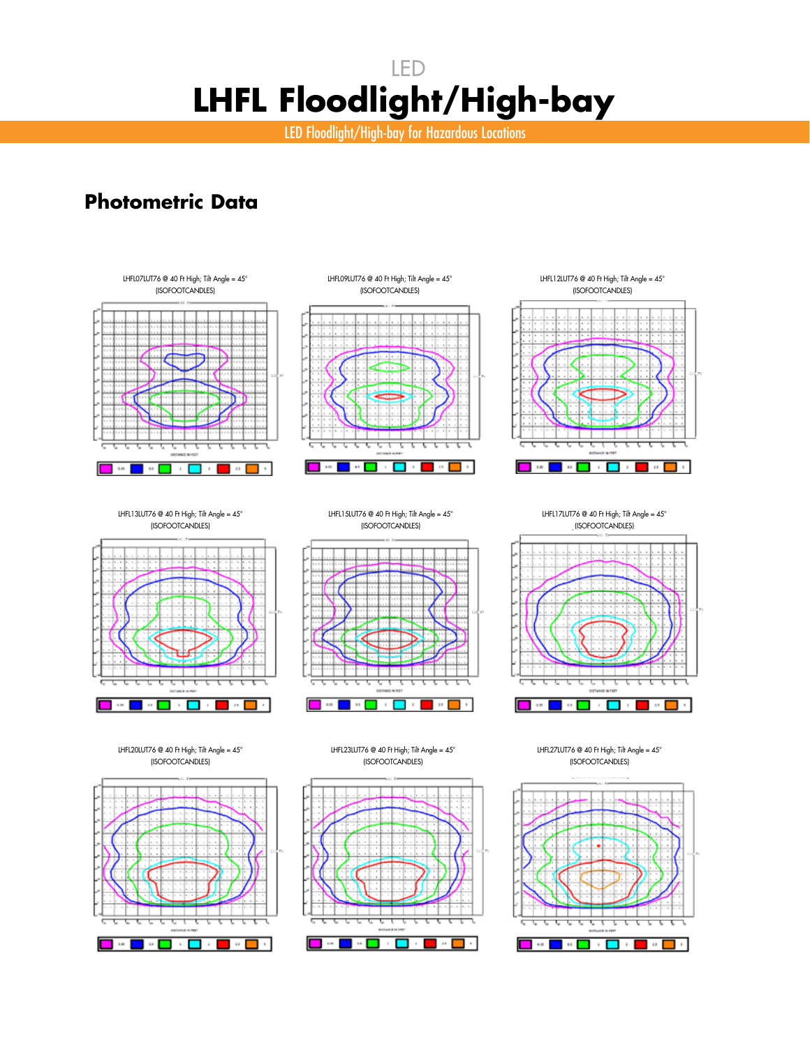LED

# LHFL Floodlight/High-bay

LED Floodlight/High-bay for Hazardous Locations

## Photometric Data

LHFL07LUT76 @ 40 Ft High; Tilt Angle = 45°
(ISOFOOTCANDLES)

LHFL09LUT76 @ 40 Ft High; Tilt Angle = 45°
(ISOFOOTCANDLES)

LHFL12LUT76 @ 40 Ft High; Tilt Angle = 45°
(ISOFOOTCANDLES)

LHFL13LUT76 @ 40 Ft High; Tilt Angle = 45°
(ISOFOOTCANDLES)

LHFL15LUT76 @ 40 Ft High; Tilt Angle = 45°
(ISOFOOTCANDLES)

LHFL17LUT76 @ 40 Ft High; Tilt Angle = 45°
(ISOFOOTCANDLES)

LHFL20LUT76 @ 40 Ft High; Tilt Angle = 45°
(ISOFOOTCANDLES)

LHFL23LUT76 @ 40 Ft High; Tilt Angle = 45°
(ISOFOOTCANDLES)

LHFL27LUT76 @ 40 Ft High; Tilt Angle = 45°
(ISOFOOTCANDLES)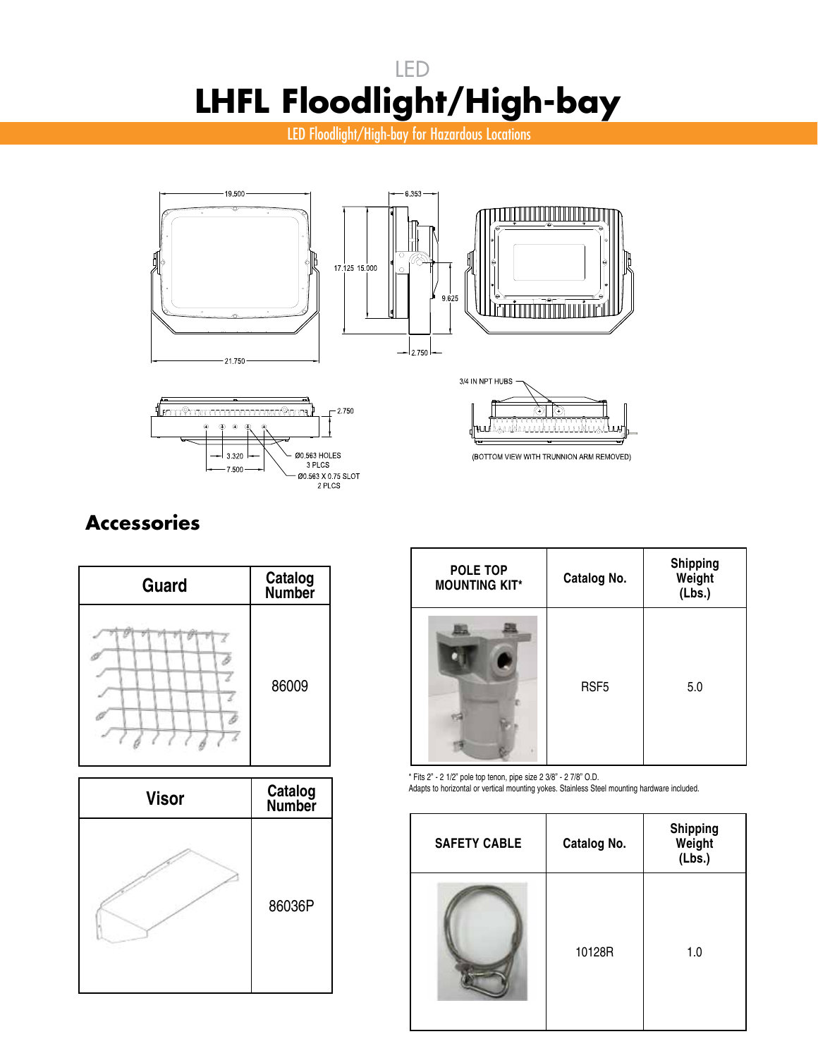LED

# LHFL Floodlight/High-bay

LED Floodlight/High-bay for Hazardous Locations

19.500

6.353

17.125 15.000

9.625

2.750

21.750

3/4 IN NPT HUBS

2.750

3.320

7.500

Ø0.563 HOLES
3 PLCS

Ø0.563 X 0.75 SLOT
2 PLCS

(BOTTOM VIEW WITH TRUNNION ARM REMOVED)

## Accessories

| Guard | Catalog Number |
|---|---|
| | 86009 |

| Visor | Catalog Number |
|---|---|
| | 86036P |

| POLE TOP MOUNTING KIT* | Catalog No. | Shipping Weight (Lbs.) |
|---|---|---|
| | RSF5 | 5.0 |

* Fits 2" - 2 1/2" pole top tenon, pipe size 2 3/8" - 2 7/8" O.D.
Adapts to horizontal or vertical mounting yokes. Stainless Steel mounting hardware included.

| SAFETY CABLE | Catalog No. | Shipping Weight (Lbs.) |
|---|---|---|
| | 10128R | 1.0 |